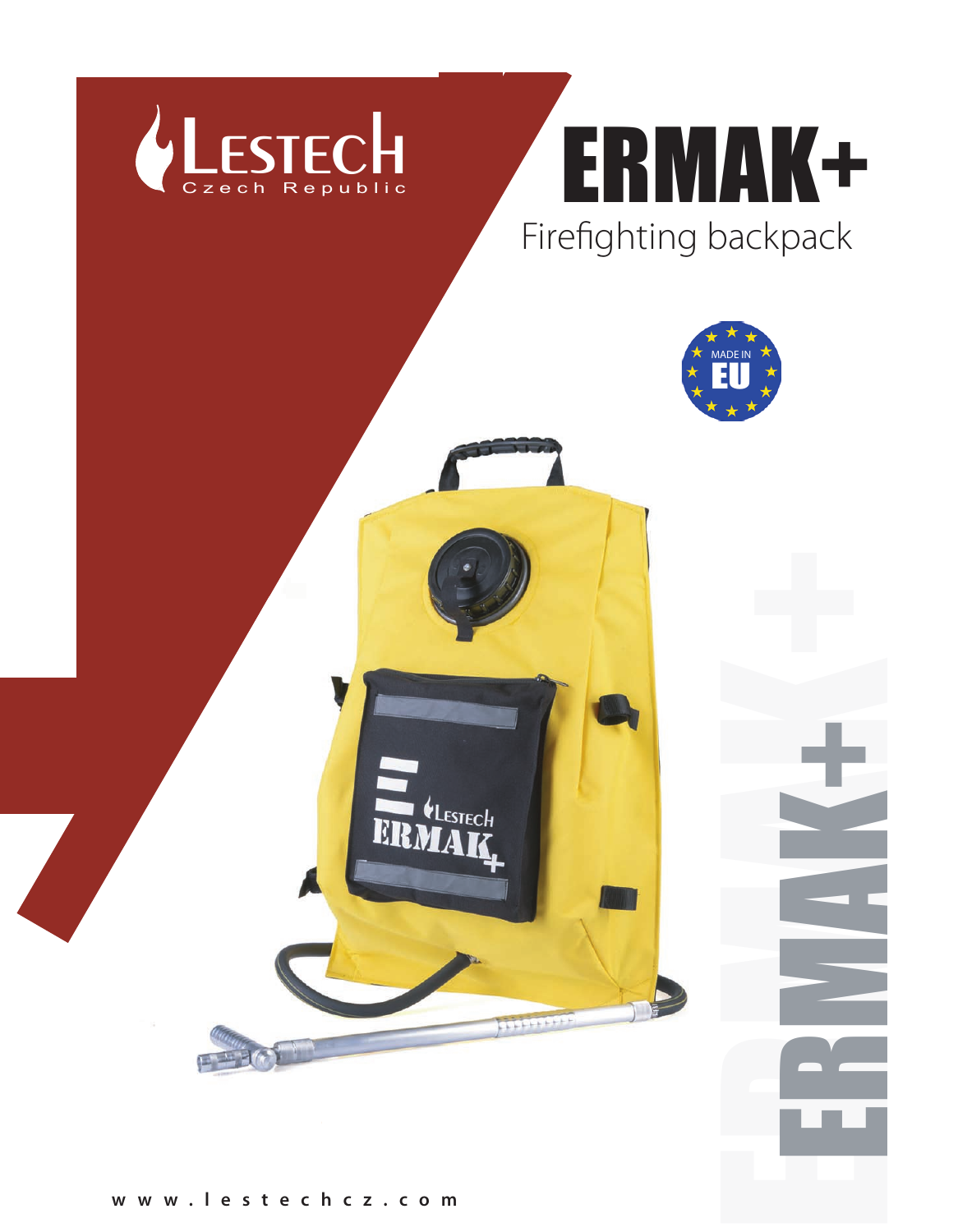LESTECH
Czech Republic

# ERMAK+

Firefighting backpack

MADE IN EU

www.lestechcz.com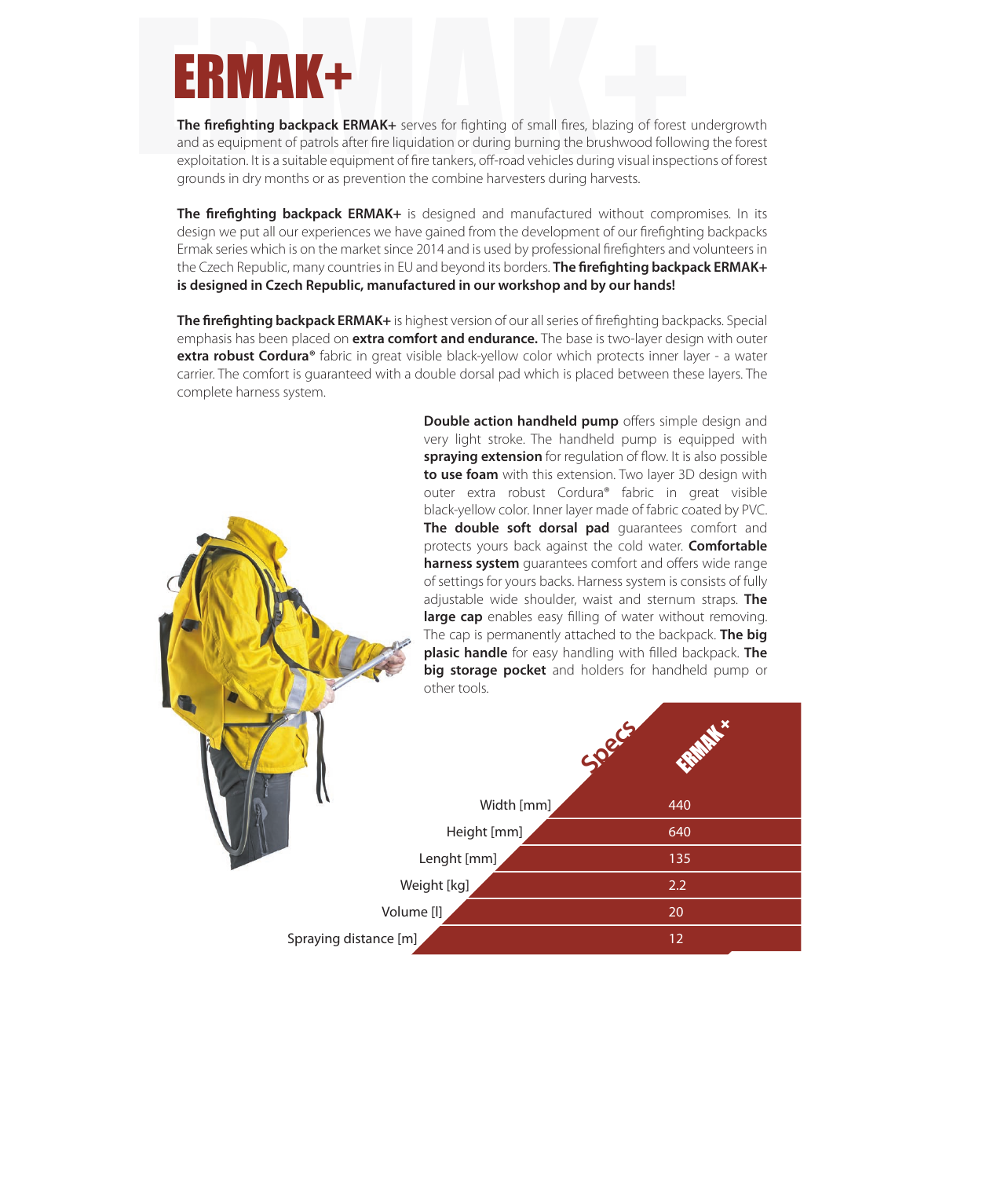# ERMAK+

**The firefighting backpack ERMAK+** serves for fighting of small fires, blazing of forest undergrowth and as equipment of patrols after fire liquidation or during burning the brushwood following the forest exploitation. It is a suitable equipment of fire tankers, off-road vehicles during visual inspections of forest grounds in dry months or as prevention the combine harvesters during harvests.

**The firefighting backpack ERMAK+** is designed and manufactured without compromises. In its design we put all our experiences we have gained from the development of our firefighting backpacks Ermak series which is on the market since 2014 and is used by professional firefighters and volunteers in the Czech Republic, many countries in EU and beyond its borders. **The firefighting backpack ERMAK+ is designed in Czech Republic, manufactured in our workshop and by our hands!**

**The firefighting backpack ERMAK+** is highest version of our all series of firefighting backpacks. Special emphasis has been placed on **extra comfort and endurance.** The base is two-layer design with outer **extra robust Cordura®** fabric in great visible black-yellow color which protects inner layer - a water carrier. The comfort is guaranteed with a double dorsal pad which is placed between these layers. The complete harness system.

**Double action handheld pump** offers simple design and very light stroke. The handheld pump is equipped with **spraying extension** for regulation of flow. It is also possible **to use foam** with this extension. Two layer 3D design with outer extra robust Cordura® fabric in great visible black-yellow color. Inner layer made of fabric coated by PVC. **The double soft dorsal pad** guarantees comfort and protects yours back against the cold water. **Comfortable harness system** guarantees comfort and offers wide range of settings for yours backs. Harness system is consists of fully adjustable wide shoulder, waist and sternum straps. **The large cap** enables easy filling of water without removing. The cap is permanently attached to the backpack. **The big plasic handle** for easy handling with filled backpack. **The big storage pocket** and holders for handheld pump or other tools.

| Specs | ERMAK+ |
|---|---|
| Width [mm] | 440 |
| Height [mm] | 640 |
| Lenght [mm] | 135 |
| Weight [kg] | 2.2 |
| Volume [l] | 20 |
| Spraying distance [m] | 12 |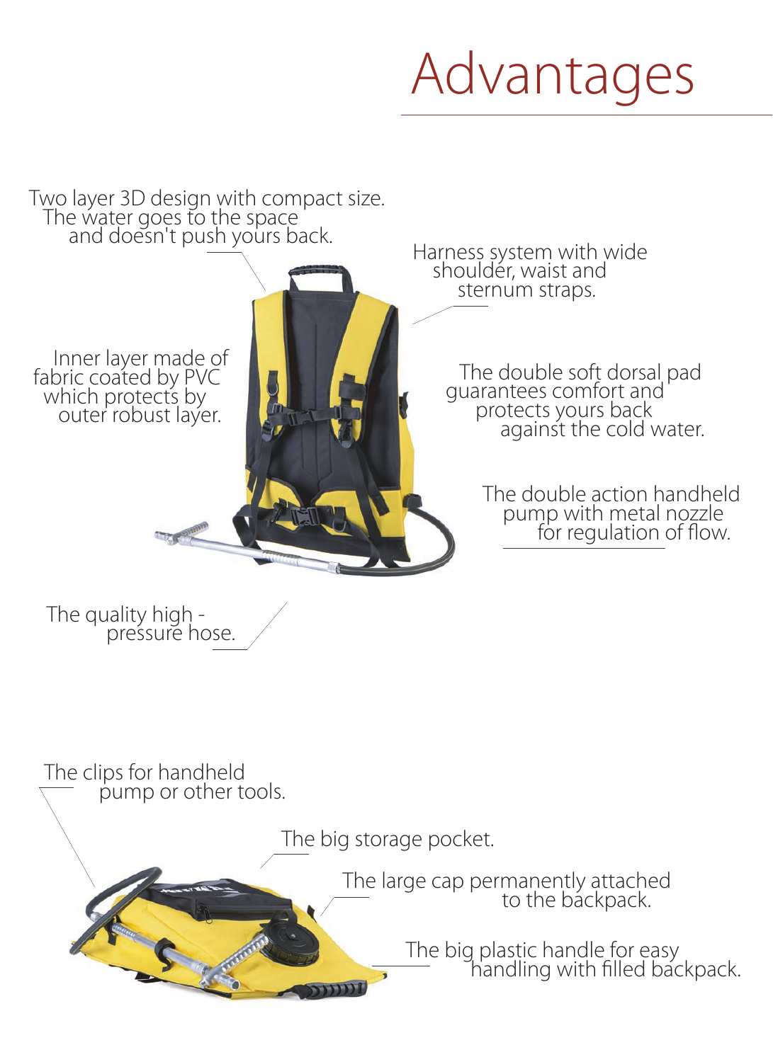# Advantages

Two layer 3D design with compact size. The water goes to the space and doesn't push yours back.

Harness system with wide shoulder, waist and sternum straps.

Inner layer made of fabric coated by PVC which protects by outer robust layer.

The double soft dorsal pad guarantees comfort and protects yours back against the cold water.

The double action handheld pump with metal nozzle for regulation of flow.

The quality high - pressure hose.

The clips for handheld pump or other tools.

The big storage pocket.

The large cap permanently attached to the backpack.

The big plastic handle for easy handling with filled backpack.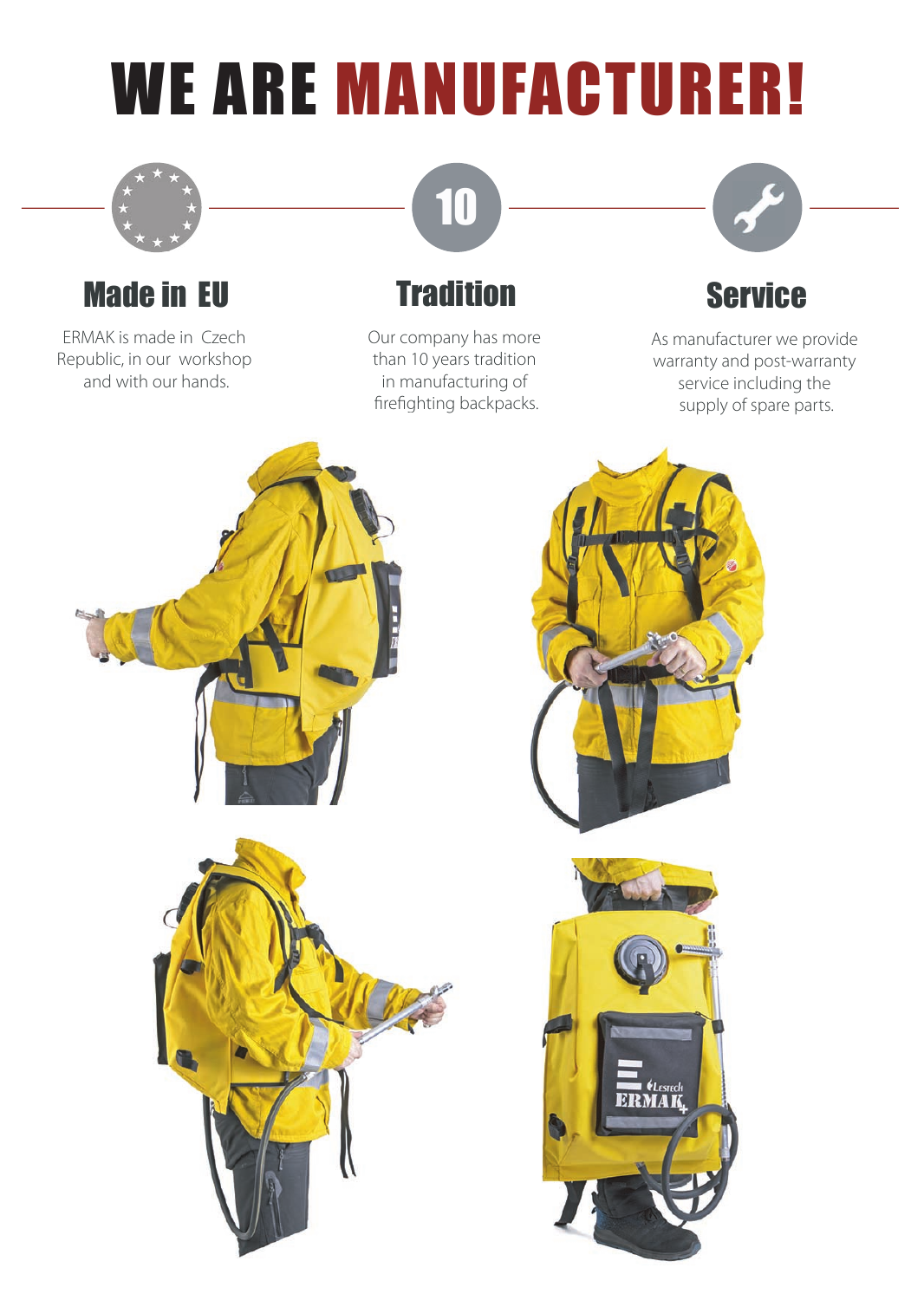# WE ARE MANUFACTURER!

## Made in EU

ERMAK is made in Czech Republic, in our workshop and with our hands.

## Tradition

Our company has more than 10 years tradition in manufacturing of firefighting backpacks.

## Service

As manufacturer we provide warranty and post-warranty service including the supply of spare parts.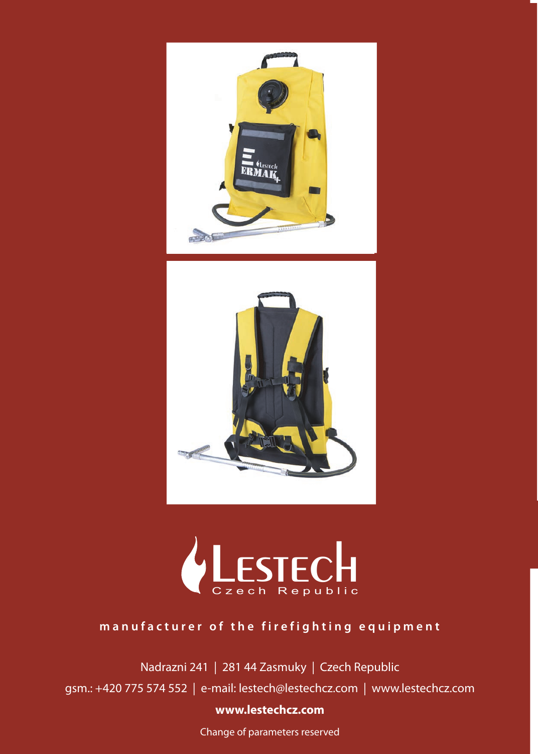LESTECH

Czech Republic

**manufacturer of the firefighting equipment**

Nadrazni 241 | 281 44 Zasmuky | Czech Republic

gsm.: +420 775 574 552 | e-mail: lestech@lestechcz.com | www.lestechcz.com

**www.lestechcz.com**

Change of parameters reserved